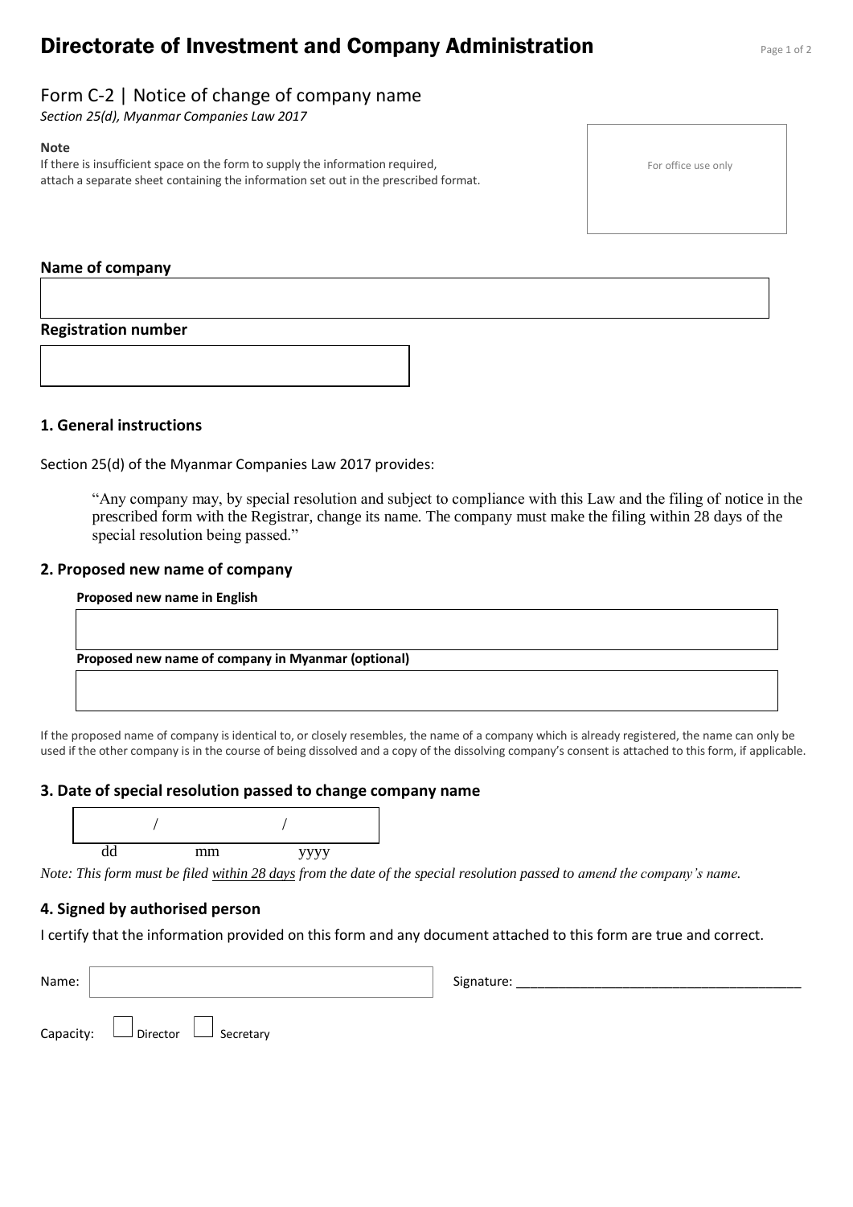# Directorate of Investment and Company Administration

## Form C-2 | Notice of change of company name

*Section 25(d), Myanmar Companies Law 2017*

**Note**

If there is insufficient space on the form to supply the information required, attach a separate sheet containing the information set out in the prescribed format.

For office use only

**Name of company**

| |
|---|
| |

**Registration number**

| |
|---|
| |

### 1. General instructions

Section 25(d) of the Myanmar Companies Law 2017 provides:

> "Any company may, by special resolution and subject to compliance with this Law and the filing of notice in the prescribed form with the Registrar, change its name. The company must make the filing within 28 days of the special resolution being passed."

### 2. Proposed new name of company

**Proposed new name in English**

| |
|---|
| |

**Proposed new name of company in Myanmar (optional)**

| |
|---|
| |

If the proposed name of company is identical to, or closely resembles, the name of a company which is already registered, the name can only be used if the other company is in the course of being dissolved and a copy of the dissolving company's consent is attached to this form, if applicable.

### 3. Date of special resolution passed to change company name

| / | / | |
|---|---|---|
| dd | mm | yyyy |

*Note: This form must be filed* ***within 28 days*** *from the date of the special resolution passed to amend the company's name.*

### 4. Signed by authorised person

I certify that the information provided on this form and any document attached to this form are true and correct.

Name: ______________________ Signature: ______________________________________

Capacity: ☐ Director ☐ Secretary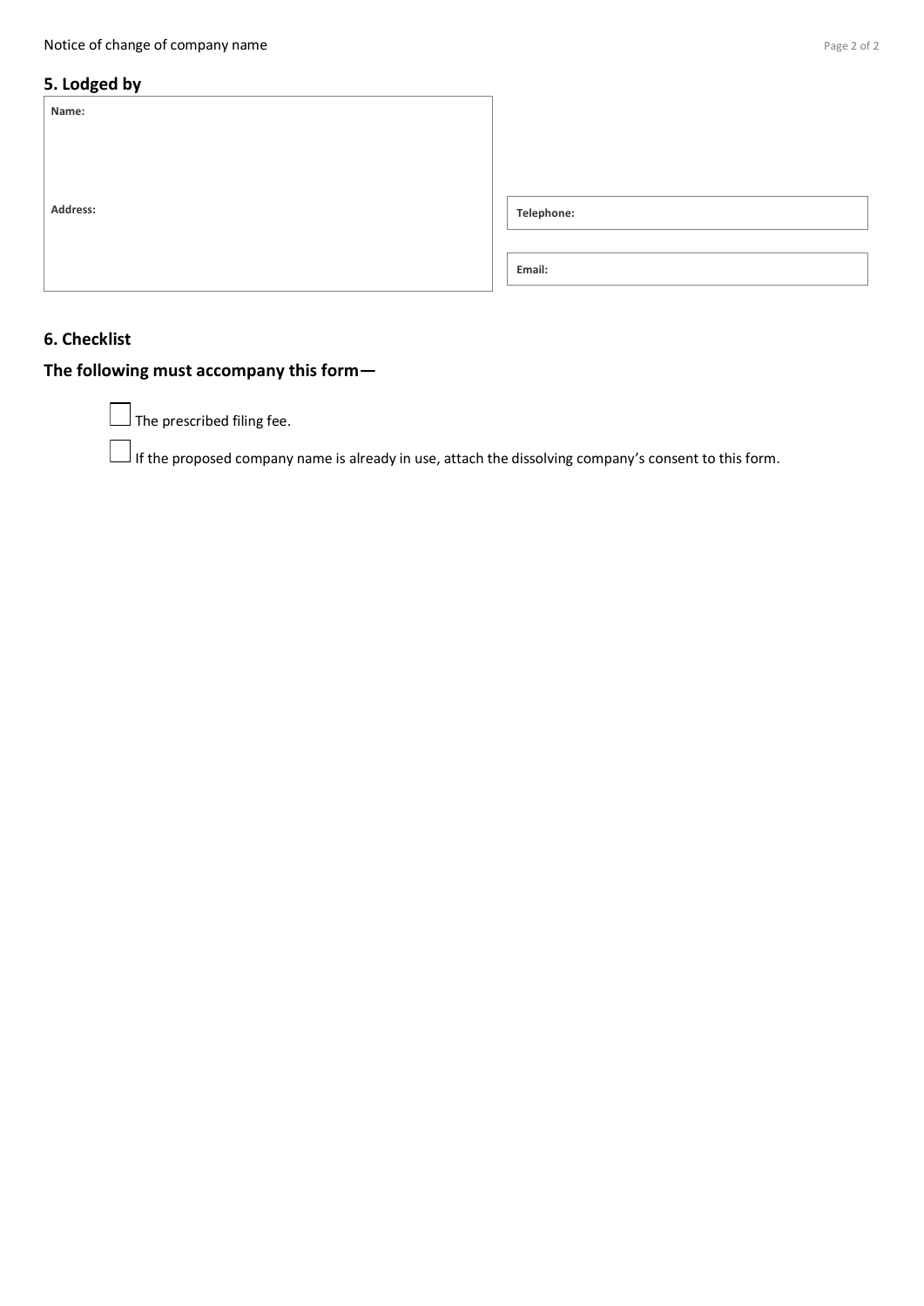## 5. Lodged by

**Name:**

**Address:**

**Telephone:**

**Email:**

## 6. Checklist

### The following must accompany this form—

- ☐ The prescribed filing fee.
- ☐ If the proposed company name is already in use, attach the dissolving company's consent to this form.